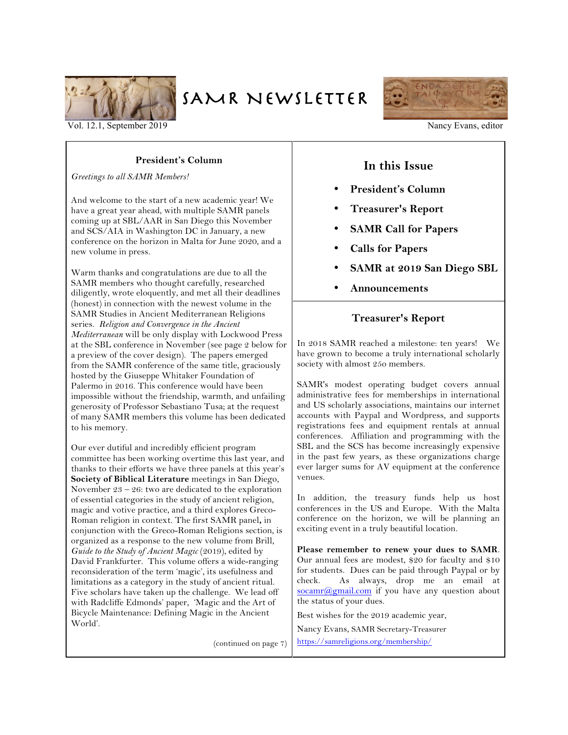# SAMR Newsletter

Vol. 12.1, September 2019

Nancy Evans, editor

## President's Column

*Greetings to all SAMR Members!*

And welcome to the start of a new academic year! We have a great year ahead, with multiple SAMR panels coming up at SBL/AAR in San Diego this November and SCS/AIA in Washington DC in January, a new conference on the horizon in Malta for June 2020, and a new volume in press.

Warm thanks and congratulations are due to all the SAMR members who thought carefully, researched diligently, wrote eloquently, and met all their deadlines (honest) in connection with the newest volume in the SAMR Studies in Ancient Mediterranean Religions series. *Religion and Convergence in the Ancient Mediterranean* will be only display with Lockwood Press at the SBL conference in November (see page 2 below for a preview of the cover design). The papers emerged from the SAMR conference of the same title, graciously hosted by the Giuseppe Whitaker Foundation of Palermo in 2016. This conference would have been impossible without the friendship, warmth, and unfailing generosity of Professor Sebastiano Tusa; at the request of many SAMR members this volume has been dedicated to his memory.

Our ever dutiful and incredibly efficient program committee has been working overtime this last year, and thanks to their efforts we have three panels at this year's **Society of Biblical Literature** meetings in San Diego, November 23 – 26: two are dedicated to the exploration of essential categories in the study of ancient religion, magic and votive practice, and a third explores Greco-Roman religion in context. The first SAMR panel**,** in conjunction with the Greco-Roman Religions section, is organized as a response to the new volume from Brill, *Guide to the Study of Ancient Magic* (2019), edited by David Frankfurter. This volume offers a wide-ranging reconsideration of the term 'magic', its usefulness and limitations as a category in the study of ancient ritual. Five scholars have taken up the challenge. We lead off with Radcliffe Edmonds' paper, 'Magic and the Art of Bicycle Maintenance: Defining Magic in the Ancient World'.

(continued on page 7)

## In this Issue

- **President's Column**
- **Treasurer's Report**
- **SAMR Call for Papers**
- **Calls for Papers**
- **SAMR at 2019 San Diego SBL**
- **Announcements**

## Treasurer's Report

In 2018 SAMR reached a milestone: ten years! We have grown to become a truly international scholarly society with almost 250 members.

SAMR's modest operating budget covers annual administrative fees for memberships in international and US scholarly associations, maintains our internet accounts with Paypal and Wordpress, and supports registrations fees and equipment rentals at annual conferences. Affiliation and programming with the SBL and the SCS has become increasingly expensive in the past few years, as these organizations charge ever larger sums for AV equipment at the conference venues.

In addition, the treasury funds help us host conferences in the US and Europe. With the Malta conference on the horizon, we will be planning an exciting event in a truly beautiful location.

**Please remember to renew your dues to SAMR**. Our annual fees are modest, $20 for faculty and $10 for students. Dues can be paid through Paypal or by check. As always, drop me an email at socamr@gmail.com if you have any question about the status of your dues.

Best wishes for the 2019 academic year,

Nancy Evans, SAMR Secretary-Treasurer

https://samreligions.org/membership/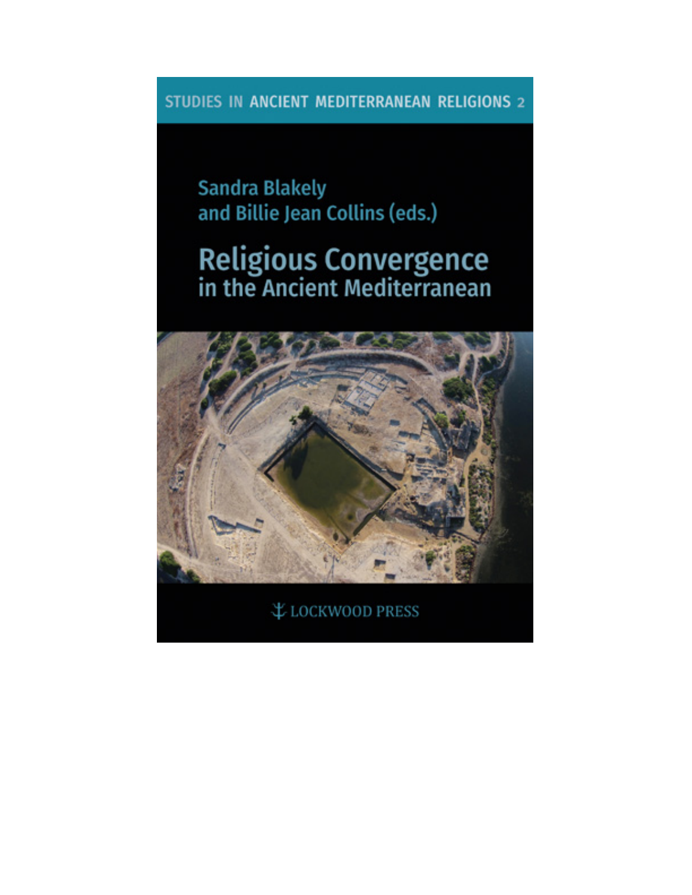STUDIES IN ANCIENT MEDITERRANEAN RELIGIONS 2

Sandra Blakely
and Billie Jean Collins (eds.)

# Religious Convergence in the Ancient Mediterranean

LOCKWOOD PRESS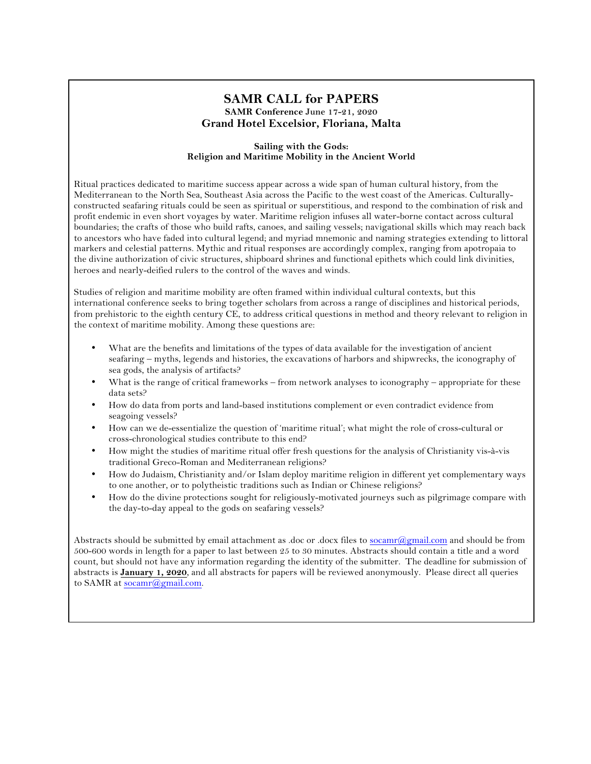# SAMR CALL for PAPERS

**SAMR Conference June 17-21, 2020**

**Grand Hotel Excelsior, Floriana, Malta**

**Sailing with the Gods:**
**Religion and Maritime Mobility in the Ancient World**

Ritual practices dedicated to maritime success appear across a wide span of human cultural history, from the Mediterranean to the North Sea, Southeast Asia across the Pacific to the west coast of the Americas. Culturally-constructed seafaring rituals could be seen as spiritual or superstitious, and respond to the combination of risk and profit endemic in even short voyages by water. Maritime religion infuses all water-borne contact across cultural boundaries; the crafts of those who build rafts, canoes, and sailing vessels; navigational skills which may reach back to ancestors who have faded into cultural legend; and myriad mnemonic and naming strategies extending to littoral markers and celestial patterns. Mythic and ritual responses are accordingly complex, ranging from apotropaia to the divine authorization of civic structures, shipboard shrines and functional epithets which could link divinities, heroes and nearly-deified rulers to the control of the waves and winds.

Studies of religion and maritime mobility are often framed within individual cultural contexts, but this international conference seeks to bring together scholars from across a range of disciplines and historical periods, from prehistoric to the eighth century CE, to address critical questions in method and theory relevant to religion in the context of maritime mobility. Among these questions are:

- What are the benefits and limitations of the types of data available for the investigation of ancient seafaring – myths, legends and histories, the excavations of harbors and shipwrecks, the iconography of sea gods, the analysis of artifacts?
- What is the range of critical frameworks – from network analyses to iconography – appropriate for these data sets?
- How do data from ports and land-based institutions complement or even contradict evidence from seagoing vessels?
- How can we de-essentialize the question of 'maritime ritual'; what might the role of cross-cultural or cross-chronological studies contribute to this end?
- How might the studies of maritime ritual offer fresh questions for the analysis of Christianity vis-à-vis traditional Greco-Roman and Mediterranean religions?
- How do Judaism, Christianity and/or Islam deploy maritime religion in different yet complementary ways to one another, or to polytheistic traditions such as Indian or Chinese religions?
- How do the divine protections sought for religiously-motivated journeys such as pilgrimage compare with the day-to-day appeal to the gods on seafaring vessels?

Abstracts should be submitted by email attachment as .doc or .docx files to socamr@gmail.com and should be from 500-600 words in length for a paper to last between 25 to 30 minutes. Abstracts should contain a title and a word count, but should not have any information regarding the identity of the submitter. The deadline for submission of abstracts is **January 1, 2020**, and all abstracts for papers will be reviewed anonymously. Please direct all queries to SAMR at socamr@gmail.com.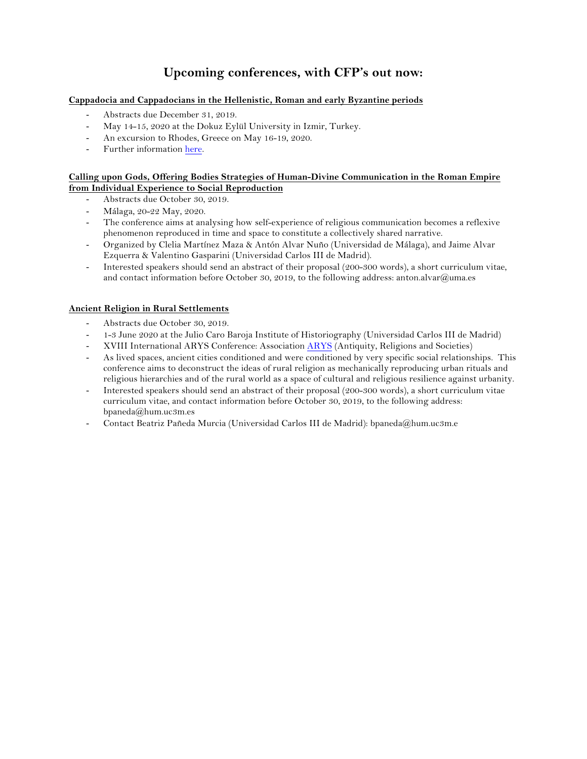# Upcoming conferences, with CFP's out now:

**Cappadocia and Cappadocians in the Hellenistic, Roman and early Byzantine periods**

- Abstracts due December 31, 2019.
- May 14-15, 2020 at the Dokuz Eylül University in Izmir, Turkey.
- An excursion to Rhodes, Greece on May 16-19, 2020.
- Further information here.

**Calling upon Gods, Offering Bodies Strategies of Human-Divine Communication in the Roman Empire from Individual Experience to Social Reproduction**

- Abstracts due October 30, 2019.
- Málaga, 20-22 May, 2020.
- The conference aims at analysing how self-experience of religious communication becomes a reflexive phenomenon reproduced in time and space to constitute a collectively shared narrative.
- Organized by Clelia Martínez Maza & Antón Alvar Nuño (Universidad de Málaga), and Jaime Alvar Ezquerra & Valentino Gasparini (Universidad Carlos III de Madrid).
- Interested speakers should send an abstract of their proposal (200-300 words), a short curriculum vitae, and contact information before October 30, 2019, to the following address: anton.alvar@uma.es

**Ancient Religion in Rural Settlements**

- Abstracts due October 30, 2019.
- 1-3 June 2020 at the Julio Caro Baroja Institute of Historiography (Universidad Carlos III de Madrid)
- XVIII International ARYS Conference: Association ARYS (Antiquity, Religions and Societies)
- As lived spaces, ancient cities conditioned and were conditioned by very specific social relationships. This conference aims to deconstruct the ideas of rural religion as mechanically reproducing urban rituals and religious hierarchies and of the rural world as a space of cultural and religious resilience against urbanity.
- Interested speakers should send an abstract of their proposal (200-300 words), a short curriculum vitae curriculum vitae, and contact information before October 30, 2019, to the following address: bpaneda@hum.uc3m.es
- Contact Beatriz Pañeda Murcia (Universidad Carlos III de Madrid): bpaneda@hum.uc3m.e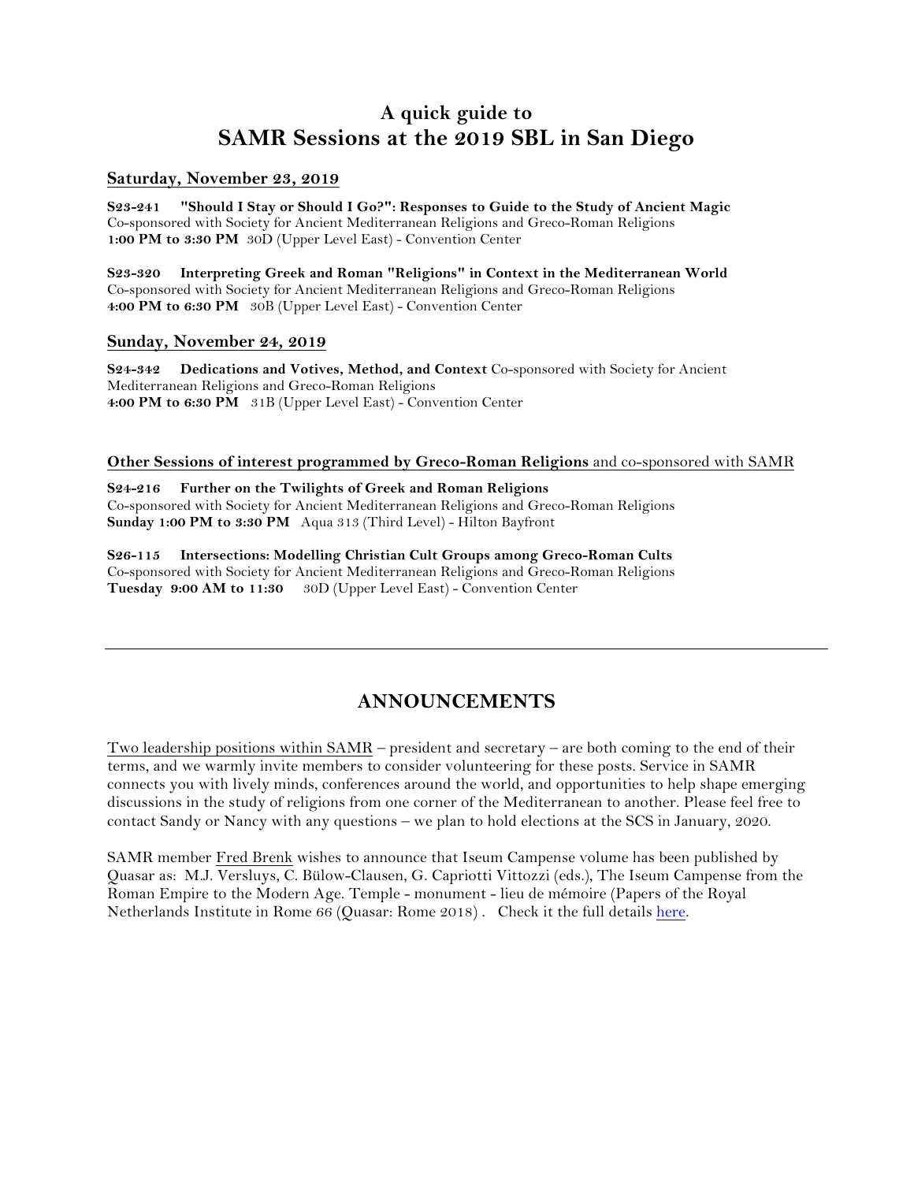# A quick guide to SAMR Sessions at the 2019 SBL in San Diego

## Saturday, November 23, 2019

**S23-241 "Should I Stay or Should I Go?": Responses to Guide to the Study of Ancient Magic**
Co-sponsored with Society for Ancient Mediterranean Religions and Greco-Roman Religions
**1:00 PM to 3:30 PM** 30D (Upper Level East) - Convention Center

**S23-320 Interpreting Greek and Roman "Religions" in Context in the Mediterranean World**
Co-sponsored with Society for Ancient Mediterranean Religions and Greco-Roman Religions
**4:00 PM to 6:30 PM** 30B (Upper Level East) - Convention Center

## Sunday, November 24, 2019

**S24-342 Dedications and Votives, Method, and Context** Co-sponsored with Society for Ancient Mediterranean Religions and Greco-Roman Religions
**4:00 PM to 6:30 PM** 31B (Upper Level East) - Convention Center

## Other Sessions of interest programmed by Greco-Roman Religions and co-sponsored with SAMR

**S24-216 Further on the Twilights of Greek and Roman Religions**
Co-sponsored with Society for Ancient Mediterranean Religions and Greco-Roman Religions
**Sunday 1:00 PM to 3:30 PM** Aqua 313 (Third Level) - Hilton Bayfront

**S26-115 Intersections: Modelling Christian Cult Groups among Greco-Roman Cults**
Co-sponsored with Society for Ancient Mediterranean Religions and Greco-Roman Religions
**Tuesday 9:00 AM to 11:30** 30D (Upper Level East) - Convention Center

---

## ANNOUNCEMENTS

Two leadership positions within SAMR – president and secretary – are both coming to the end of their terms, and we warmly invite members to consider volunteering for these posts. Service in SAMR connects you with lively minds, conferences around the world, and opportunities to help shape emerging discussions in the study of religions from one corner of the Mediterranean to another. Please feel free to contact Sandy or Nancy with any questions – we plan to hold elections at the SCS in January, 2020.

SAMR member Fred Brenk wishes to announce that Iseum Campense volume has been published by Quasar as: M.J. Versluys, C. Bülow-Clausen, G. Capriotti Vittozzi (eds.), The Iseum Campense from the Roman Empire to the Modern Age. Temple - monument - lieu de mémoire (Papers of the Royal Netherlands Institute in Rome 66 (Quasar: Rome 2018) . Check it the full details here.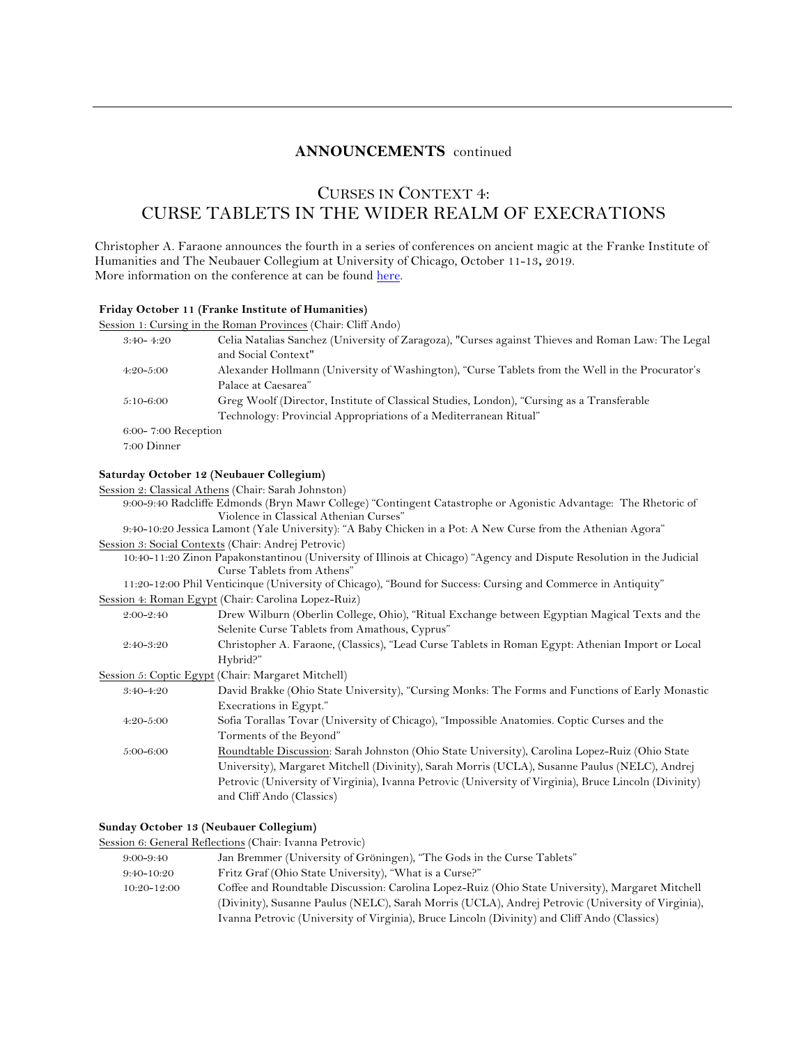## ANNOUNCEMENTS continued

# CURSES IN CONTEXT 4: CURSE TABLETS IN THE WIDER REALM OF EXECRATIONS

Christopher A. Faraone announces the fourth in a series of conferences on ancient magic at the Franke Institute of Humanities and The Neubauer Collegium at University of Chicago, October 11-13, 2019.
More information on the conference at can be found [here](here).

**Friday October 11 (Franke Institute of Humanities)**

Session 1: Cursing in the Roman Provinces (Chair: Cliff Ando)

| | |
|---|---|
| 3:40- 4:20 | Celia Natalias Sanchez (University of Zaragoza), "Curses against Thieves and Roman Law: The Legal and Social Context" |
| 4:20-5:00 | Alexander Hollmann (University of Washington), "Curse Tablets from the Well in the Procurator's Palace at Caesarea" |
| 5:10-6:00 | Greg Woolf (Director, Institute of Classical Studies, London), "Cursing as a Transferable Technology: Provincial Appropriations of a Mediterranean Ritual" |

6:00- 7:00 Reception

7:00 Dinner

**Saturday October 12 (Neubauer Collegium)**

Session 2: Classical Athens (Chair: Sarah Johnston)

9:00-9:40 Radcliffe Edmonds (Bryn Mawr College) "Contingent Catastrophe or Agonistic Advantage: The Rhetoric of Violence in Classical Athenian Curses"

9:40-10:20 Jessica Lamont (Yale University): "A Baby Chicken in a Pot: A New Curse from the Athenian Agora"

Session 3: Social Contexts (Chair: Andrej Petrovic)

10:40-11:20 Zinon Papakonstantinou (University of Illinois at Chicago) "Agency and Dispute Resolution in the Judicial Curse Tablets from Athens"

11:20-12:00 Phil Venticinque (University of Chicago), "Bound for Success: Cursing and Commerce in Antiquity"

Session 4: Roman Egypt (Chair: Carolina Lopez-Ruiz)

| | |
|---|---|
| 2:00-2:40 | Drew Wilburn (Oberlin College, Ohio), "Ritual Exchange between Egyptian Magical Texts and the Selenite Curse Tablets from Amathous, Cyprus" |
| 2:40-3:20 | Christopher A. Faraone, (Classics), "Lead Curse Tablets in Roman Egypt: Athenian Import or Local Hybrid?" |

Session 5: Coptic Egypt (Chair: Margaret Mitchell)

| | |
|---|---|
| 3:40-4:20 | David Brakke (Ohio State University), "Cursing Monks: The Forms and Functions of Early Monastic Execrations in Egypt." |
| 4:20-5:00 | Sofia Torallas Tovar (University of Chicago), "Impossible Anatomies. Coptic Curses and the Torments of the Beyond" |
| 5:00-6:00 | Roundtable Discussion: Sarah Johnston (Ohio State University), Carolina Lopez-Ruiz (Ohio State University), Margaret Mitchell (Divinity), Sarah Morris (UCLA), Susanne Paulus (NELC), Andrej Petrovic (University of Virginia), Ivanna Petrovic (University of Virginia), Bruce Lincoln (Divinity) and Cliff Ando (Classics) |

**Sunday October 13 (Neubauer Collegium)**

Session 6: General Reflections (Chair: Ivanna Petrovic)

| | |
|---|---|
| 9:00-9:40 | Jan Bremmer (University of Gröningen), "The Gods in the Curse Tablets" |
| 9:40-10:20 | Fritz Graf (Ohio State University), "What is a Curse?" |
| 10:20-12:00 | Coffee and Roundtable Discussion: Carolina Lopez-Ruiz (Ohio State University), Margaret Mitchell (Divinity), Susanne Paulus (NELC), Sarah Morris (UCLA), Andrej Petrovic (University of Virginia), Ivanna Petrovic (University of Virginia), Bruce Lincoln (Divinity) and Cliff Ando (Classics) |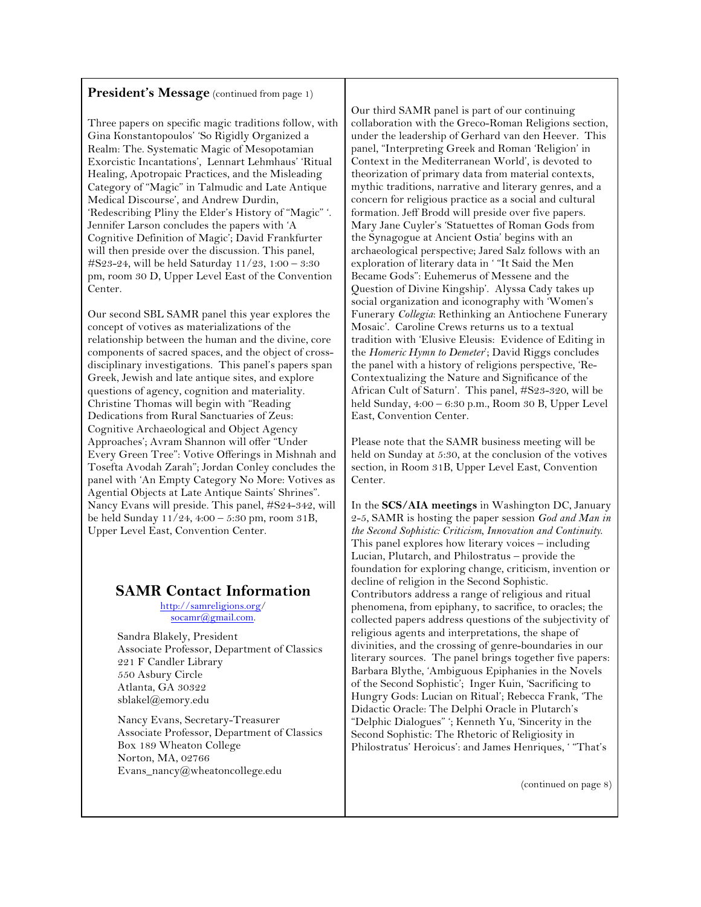**President's Message** (continued from page 1)

Three papers on specific magic traditions follow, with Gina Konstantopoulos' 'So Rigidly Organized a Realm: The. Systematic Magic of Mesopotamian Exorcistic Incantations', Lennart Lehmhaus' 'Ritual Healing, Apotropaic Practices, and the Misleading Category of "Magic" in Talmudic and Late Antique Medical Discourse', and Andrew Durdin, 'Redescribing Pliny the Elder's History of "Magic" '. Jennifer Larson concludes the papers with 'A Cognitive Definition of Magic'; David Frankfurter will then preside over the discussion. This panel, #S23-24, will be held Saturday 11/23, 1:00 – 3:30 pm, room 30 D, Upper Level East of the Convention Center.

Our second SBL SAMR panel this year explores the concept of votives as materializations of the relationship between the human and the divine, core components of sacred spaces, and the object of cross-disciplinary investigations. This panel's papers span Greek, Jewish and late antique sites, and explore questions of agency, cognition and materiality. Christine Thomas will begin with "Reading Dedications from Rural Sanctuaries of Zeus: Cognitive Archaeological and Object Agency Approaches'; Avram Shannon will offer "Under Every Green Tree": Votive Offerings in Mishnah and Tosefta Avodah Zarah"; Jordan Conley concludes the panel with 'An Empty Category No More: Votives as Agential Objects at Late Antique Saints' Shrines". Nancy Evans will preside. This panel, #S24-342, will be held Sunday 11/24, 4:00 – 5:30 pm, room 31B, Upper Level East, Convention Center.

## SAMR Contact Information

http://samreligions.org/
socamr@gmail.com.

Sandra Blakely, President
Associate Professor, Department of Classics
221 F Candler Library
550 Asbury Circle
Atlanta, GA 30322
sblakel@emory.edu

Nancy Evans, Secretary-Treasurer
Associate Professor, Department of Classics
Box 189 Wheaton College
Norton, MA, 02766
Evans_nancy@wheatoncollege.edu

Our third SAMR panel is part of our continuing collaboration with the Greco-Roman Religions section, under the leadership of Gerhard van den Heever. This panel, "Interpreting Greek and Roman 'Religion' in Context in the Mediterranean World', is devoted to theorization of primary data from material contexts, mythic traditions, narrative and literary genres, and a concern for religious practice as a social and cultural formation. Jeff Brodd will preside over five papers. Mary Jane Cuyler's 'Statuettes of Roman Gods from the Synagogue at Ancient Ostia' begins with an archaeological perspective; Jared Salz follows with an exploration of literary data in ' "It Said the Men Became Gods": Euhemerus of Messene and the Question of Divine Kingship'. Alyssa Cady takes up social organization and iconography with 'Women's Funerary *Collegia*: Rethinking an Antiochene Funerary Mosaic'. Caroline Crews returns us to a textual tradition with 'Elusive Eleusis: Evidence of Editing in the *Homeric Hymn to Demeter*'; David Riggs concludes the panel with a history of religions perspective, 'Re-Contextualizing the Nature and Significance of the African Cult of Saturn'. This panel, #S23-320, will be held Sunday, 4:00 – 6:30 p.m., Room 30 B, Upper Level East, Convention Center.

Please note that the SAMR business meeting will be held on Sunday at 5:30, at the conclusion of the votives section, in Room 31B, Upper Level East, Convention Center.

In the **SCS/AIA meetings** in Washington DC, January 2-5, SAMR is hosting the paper session *God and Man in the Second Sophistic: Criticism, Innovation and Continuity.* This panel explores how literary voices – including Lucian, Plutarch, and Philostratus – provide the foundation for exploring change, criticism, invention or decline of religion in the Second Sophistic. Contributors address a range of religious and ritual phenomena, from epiphany, to sacrifice, to oracles; the collected papers address questions of the subjectivity of religious agents and interpretations, the shape of divinities, and the crossing of genre-boundaries in our literary sources. The panel brings together five papers: Barbara Blythe, 'Ambiguous Epiphanies in the Novels of the Second Sophistic'; Inger Kuin, 'Sacrificing to Hungry Gods: Lucian on Ritual'; Rebecca Frank, 'The Didactic Oracle: The Delphi Oracle in Plutarch's "Delphic Dialogues" '; Kenneth Yu, 'Sincerity in the Second Sophistic: The Rhetoric of Religiosity in Philostratus' Heroicus': and James Henriques, ' "That's

(continued on page 8)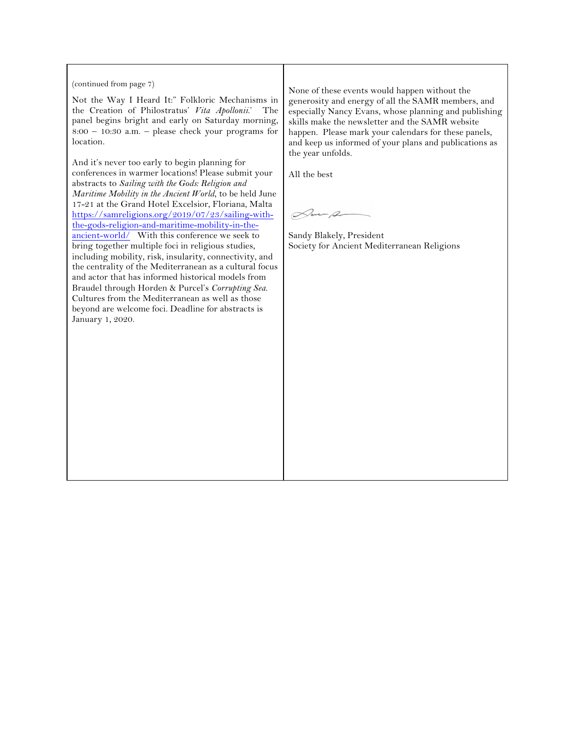(continued from page 7)

Not the Way I Heard It:" Folkloric Mechanisms in the Creation of Philostratus' *Vita Apollonii.*' The panel begins bright and early on Saturday morning, 8:00 – 10:30 a.m. – please check your programs for location.

And it's never too early to begin planning for conferences in warmer locations! Please submit your abstracts to *Sailing with the Gods: Religion and Maritime Mobility in the Ancient World*, to be held June 17-21 at the Grand Hotel Excelsior, Floriana, Malta https://samreligions.org/2019/07/23/sailing-with-the-gods-religion-and-maritime-mobility-in-the-ancient-world/ With this conference we seek to bring together multiple foci in religious studies, including mobility, risk, insularity, connectivity, and the centrality of the Mediterranean as a cultural focus and actor that has informed historical models from Braudel through Horden & Purcel's *Corrupting Sea.* Cultures from the Mediterranean as well as those beyond are welcome foci. Deadline for abstracts is January 1, 2020.

None of these events would happen without the generosity and energy of all the SAMR members, and especially Nancy Evans, whose planning and publishing skills make the newsletter and the SAMR website happen. Please mark your calendars for these panels, and keep us informed of your plans and publications as the year unfolds.

All the best

Sandy Blakely, President
Society for Ancient Mediterranean Religions